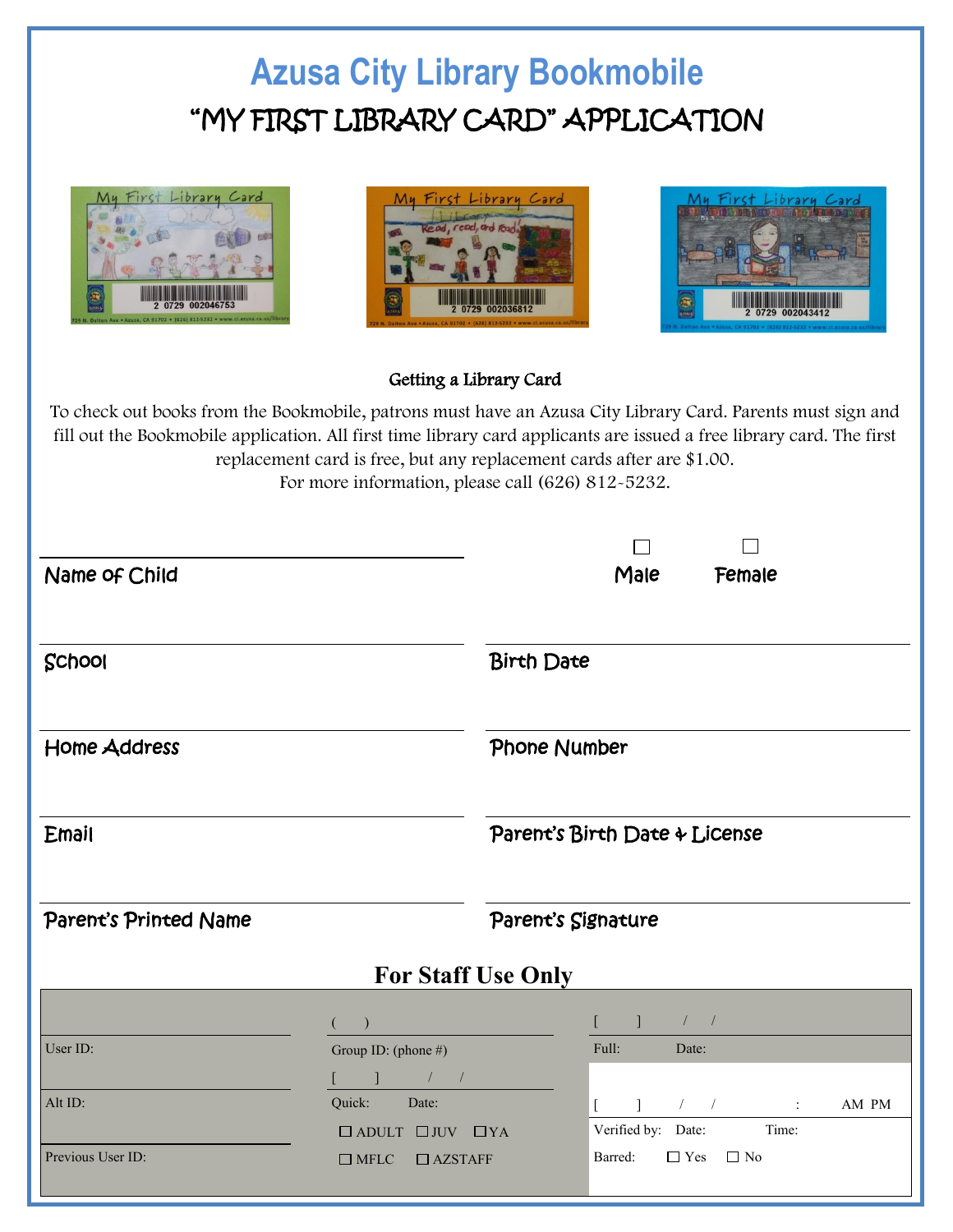# Azusa City Library Bookmobile

## "MY FIRST LIBRARY CARD" APPLICATION

### Getting a Library Card

To check out books from the Bookmobile, patrons must have an Azusa City Library Card. Parents must sign and fill out the Bookmobile application. All first time library card applicants are issued a free library card. The first replacement card is free, but any replacement cards after are $1.00.
For more information, please call (626) 812-5232.

Name of Child

☐ Male ☐ Female

School

Birth Date

Home Address

Phone Number

Email

Parent's Birth Date & License

Parent's Printed Name

Parent's Signature

## For Staff Use Only

| | | |
|---|---|---|
| User ID: | ( ) Group ID: (phone #) | [ ] / / Full: Date: |
| Alt ID: | [ ] / / Quick: Date: | [ ] / / : AM PM Verified by: Date: Time: |
| Previous User ID: | ☐ ADULT ☐ JUV ☐ YA ☐ MFLC ☐ AZSTAFF | Barred: ☐ Yes ☐ No |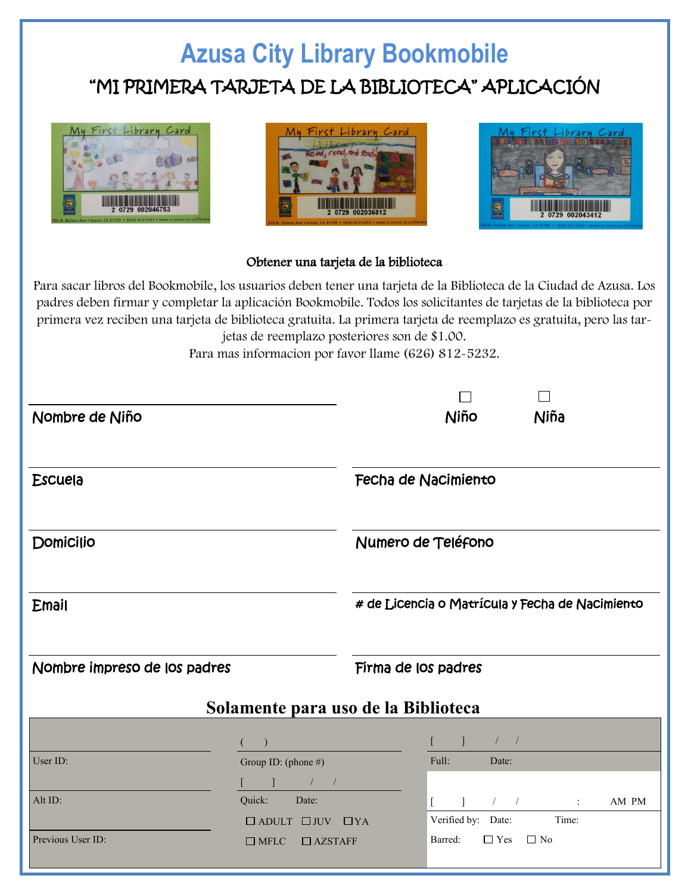# Azusa City Library Bookmobile

## "MI PRIMERA TARJETA DE LA BIBLIOTECA" APLICACIÓN

My First Library Card
2 0729 002046753

My First Library Card
Read, read, and read
2 0729 002036812

My First Library Card
2 0729 002043412

### Obtener una tarjeta de la biblioteca

Para sacar libros del Bookmobile, los usuarios deben tener una tarjeta de la Biblioteca de la Ciudad de Azusa. Los padres deben firmar y completar la aplicación Bookmobile. Todos los solicitantes de tarjetas de la biblioteca por primera vez reciben una tarjeta de biblioteca gratuita. La primera tarjeta de reemplazo es gratuita, pero las tarjetas de reemplazo posteriores son de $1.00.
Para mas informacion por favor llame (626) 812-5232.

Nombre de Niño ☐ Niño ☐ Niña

Escuela

Fecha de Nacimiento

Domicilio

Numero de Teléfono

Email

# de Licencia o Matrícula y Fecha de Nacimiento

Nombre impreso de los padres

Firma de los padres

## Solamente para uso de la Biblioteca

| | | |
|---|---|---|
| User ID: | ( ) Group ID: (phone #) | [ ] / / Full: Date: |
| Alt ID: | [ ] / / Quick: Date: | [ ] / / : AM PM Verified by: Date: Time: |
| Previous User ID: | ☐ ADULT ☐ JUV ☐ YA ☐ MFLC ☐ AZSTAFF | Barred: ☐ Yes ☐ No |